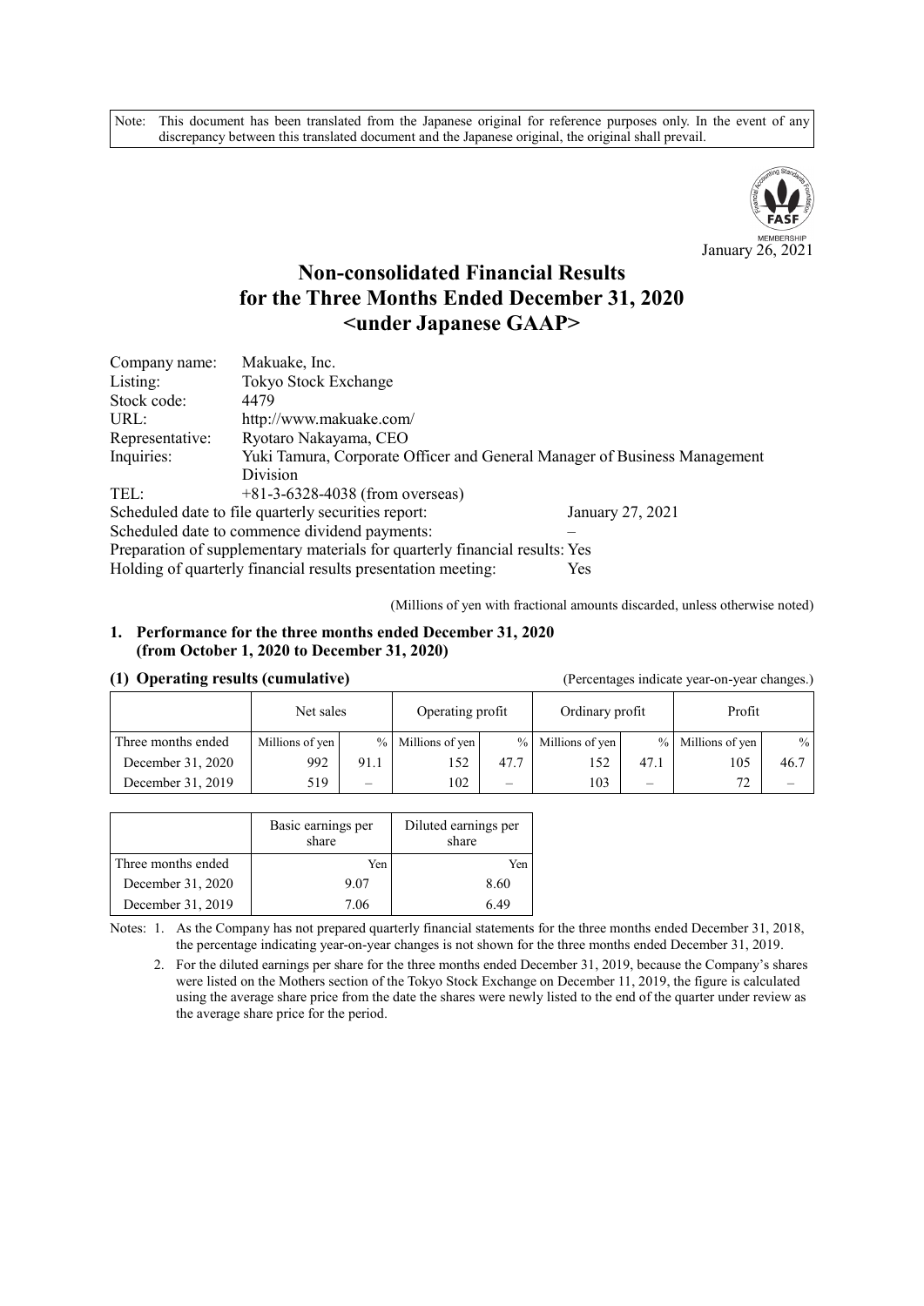Note: This document has been translated from the Japanese original for reference purposes only. In the event of any discrepancy between this translated document and the Japanese original, the original shall prevail.

January 26, 2021

# Non-consolidated Financial Results for the Three Months Ended December 31, 2020 <under Japanese GAAP>

Company name: Makuake, Inc.
Listing: Tokyo Stock Exchange
Stock code: 4479
URL: http://www.makuake.com/
Representative: Ryotaro Nakayama, CEO
Inquiries: Yuki Tamura, Corporate Officer and General Manager of Business Management Division
TEL: +81-3-6328-4038 (from overseas)
Scheduled date to file quarterly securities report: January 27, 2021
Scheduled date to commence dividend payments: –
Preparation of supplementary materials for quarterly financial results: Yes
Holding of quarterly financial results presentation meeting: Yes

(Millions of yen with fractional amounts discarded, unless otherwise noted)

## 1. Performance for the three months ended December 31, 2020 (from October 1, 2020 to December 31, 2020)

### (1) Operating results (cumulative)

(Percentages indicate year-on-year changes.)

| | Net sales | | Operating profit | | Ordinary profit | | Profit | |
|---|---|---|---|---|---|---|---|---|
| Three months ended | Millions of yen | % | Millions of yen | % | Millions of yen | % | Millions of yen | % |
| December 31, 2020 | 992 | 91.1 | 152 | 47.7 | 152 | 47.1 | 105 | 46.7 |
| December 31, 2019 | 519 | – | 102 | – | 103 | – | 72 | – |

| | Basic earnings per share | Diluted earnings per share |
|---|---|---|
| Three months ended | Yen | Yen |
| December 31, 2020 | 9.07 | 8.60 |
| December 31, 2019 | 7.06 | 6.49 |

Notes: 1. As the Company has not prepared quarterly financial statements for the three months ended December 31, 2018, the percentage indicating year-on-year changes is not shown for the three months ended December 31, 2019.

2. For the diluted earnings per share for the three months ended December 31, 2019, because the Company's shares were listed on the Mothers section of the Tokyo Stock Exchange on December 11, 2019, the figure is calculated using the average share price from the date the shares were newly listed to the end of the quarter under review as the average share price for the period.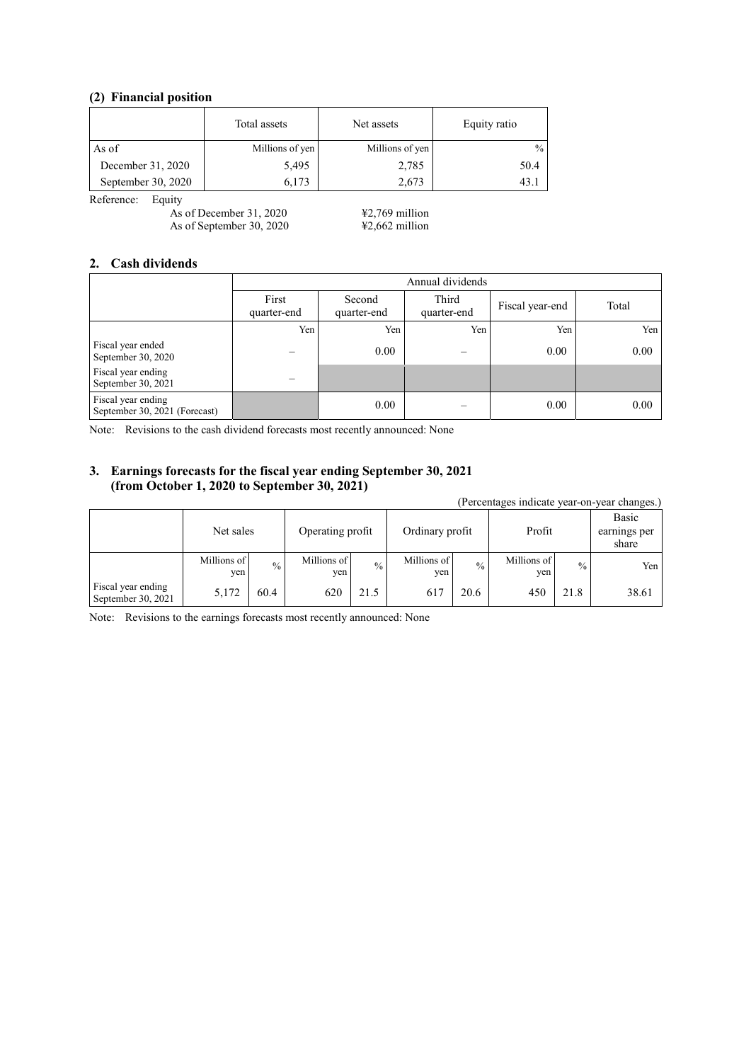### (2) Financial position

| | Total assets | Net assets | Equity ratio |
|---|---|---|---|
| As of | Millions of yen | Millions of yen | % |
| December 31, 2020 | 5,495 | 2,785 | 50.4 |
| September 30, 2020 | 6,173 | 2,673 | 43.1 |

Reference: Equity

As of December 31, 2020 ¥2,769 million

As of September 30, 2020 ¥2,662 million

## 2. Cash dividends

| | Annual dividends | | | | |
|---|---|---|---|---|---|
| | First quarter-end | Second quarter-end | Third quarter-end | Fiscal year-end | Total |
| | Yen | Yen | Yen | Yen | Yen |
| Fiscal year ended September 30, 2020 | – | 0.00 | – | 0.00 | 0.00 |
| Fiscal year ending September 30, 2021 | – | | | | |
| Fiscal year ending September 30, 2021 (Forecast) | | 0.00 | – | 0.00 | 0.00 |

Note: Revisions to the cash dividend forecasts most recently announced: None

## 3. Earnings forecasts for the fiscal year ending September 30, 2021 (from October 1, 2020 to September 30, 2021)

(Percentages indicate year-on-year changes.)

| | Net sales | | Operating profit | | Ordinary profit | | Profit | | Basic earnings per share |
|---|---|---|---|---|---|---|---|---|---|
| | Millions of yen | % | Millions of yen | % | Millions of yen | % | Millions of yen | % | Yen |
| Fiscal year ending September 30, 2021 | 5,172 | 60.4 | 620 | 21.5 | 617 | 20.6 | 450 | 21.8 | 38.61 |

Note: Revisions to the earnings forecasts most recently announced: None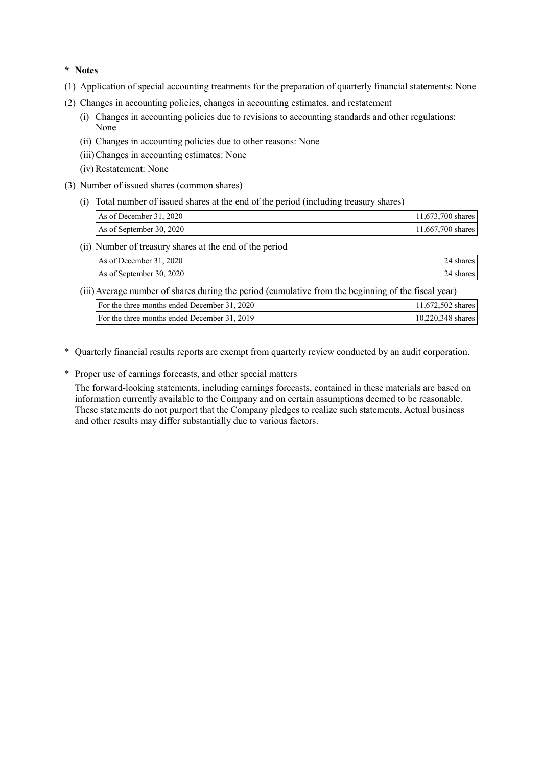**\* Notes**

(1) Application of special accounting treatments for the preparation of quarterly financial statements: None

(2) Changes in accounting policies, changes in accounting estimates, and restatement

(i) Changes in accounting policies due to revisions to accounting standards and other regulations: None

(ii) Changes in accounting policies due to other reasons: None

(iii) Changes in accounting estimates: None

(iv) Restatement: None

(3) Number of issued shares (common shares)

(i) Total number of issued shares at the end of the period (including treasury shares)

| | |
|---|---|
| As of December 31, 2020 | 11,673,700 shares |
| As of September 30, 2020 | 11,667,700 shares |

(ii) Number of treasury shares at the end of the period

| | |
|---|---|
| As of December 31, 2020 | 24 shares |
| As of September 30, 2020 | 24 shares |

(iii) Average number of shares during the period (cumulative from the beginning of the fiscal year)

| | |
|---|---|
| For the three months ended December 31, 2020 | 11,672,502 shares |
| For the three months ended December 31, 2019 | 10,220,348 shares |

\* Quarterly financial results reports are exempt from quarterly review conducted by an audit corporation.

\* Proper use of earnings forecasts, and other special matters

The forward-looking statements, including earnings forecasts, contained in these materials are based on information currently available to the Company and on certain assumptions deemed to be reasonable. These statements do not purport that the Company pledges to realize such statements. Actual business and other results may differ substantially due to various factors.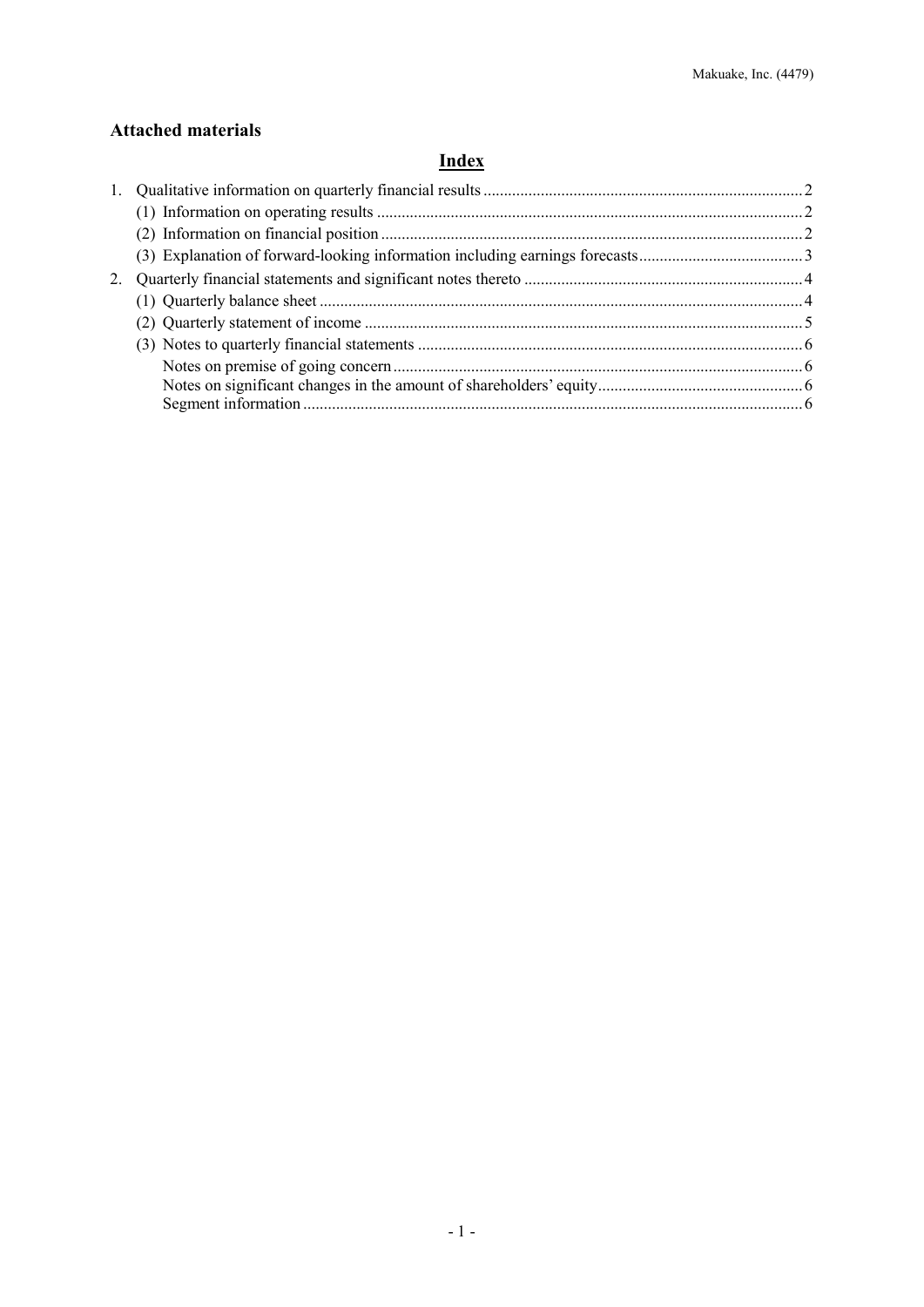## Attached materials

### Index

1. Qualitative information on quarterly financial results ........ 2
   - (1) Information on operating results ........ 2
   - (2) Information on financial position ........ 2
   - (3) Explanation of forward-looking information including earnings forecasts ........ 3
2. Quarterly financial statements and significant notes thereto ........ 4
   - (1) Quarterly balance sheet ........ 4
   - (2) Quarterly statement of income ........ 5
   - (3) Notes to quarterly financial statements ........ 6
     - Notes on premise of going concern ........ 6
     - Notes on significant changes in the amount of shareholders' equity ........ 6
     - Segment information ........ 6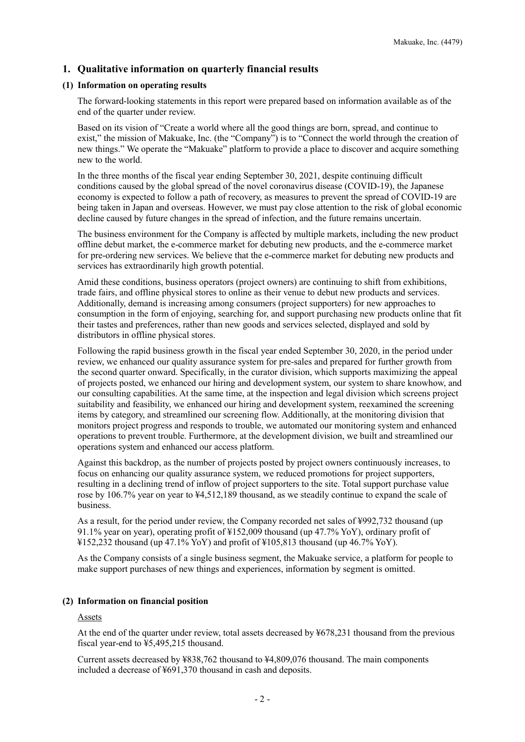## 1. Qualitative information on quarterly financial results

### (1) Information on operating results

The forward-looking statements in this report were prepared based on information available as of the end of the quarter under review.

Based on its vision of "Create a world where all the good things are born, spread, and continue to exist," the mission of Makuake, Inc. (the "Company") is to "Connect the world through the creation of new things." We operate the "Makuake" platform to provide a place to discover and acquire something new to the world.

In the three months of the fiscal year ending September 30, 2021, despite continuing difficult conditions caused by the global spread of the novel coronavirus disease (COVID-19), the Japanese economy is expected to follow a path of recovery, as measures to prevent the spread of COVID-19 are being taken in Japan and overseas. However, we must pay close attention to the risk of global economic decline caused by future changes in the spread of infection, and the future remains uncertain.

The business environment for the Company is affected by multiple markets, including the new product offline debut market, the e-commerce market for debuting new products, and the e-commerce market for pre-ordering new services. We believe that the e-commerce market for debuting new products and services has extraordinarily high growth potential.

Amid these conditions, business operators (project owners) are continuing to shift from exhibitions, trade fairs, and offline physical stores to online as their venue to debut new products and services. Additionally, demand is increasing among consumers (project supporters) for new approaches to consumption in the form of enjoying, searching for, and support purchasing new products online that fit their tastes and preferences, rather than new goods and services selected, displayed and sold by distributors in offline physical stores.

Following the rapid business growth in the fiscal year ended September 30, 2020, in the period under review, we enhanced our quality assurance system for pre-sales and prepared for further growth from the second quarter onward. Specifically, in the curator division, which supports maximizing the appeal of projects posted, we enhanced our hiring and development system, our system to share knowhow, and our consulting capabilities. At the same time, at the inspection and legal division which screens project suitability and feasibility, we enhanced our hiring and development system, reexamined the screening items by category, and streamlined our screening flow. Additionally, at the monitoring division that monitors project progress and responds to trouble, we automated our monitoring system and enhanced operations to prevent trouble. Furthermore, at the development division, we built and streamlined our operations system and enhanced our access platform.

Against this backdrop, as the number of projects posted by project owners continuously increases, to focus on enhancing our quality assurance system, we reduced promotions for project supporters, resulting in a declining trend of inflow of project supporters to the site. Total support purchase value rose by 106.7% year on year to ¥4,512,189 thousand, as we steadily continue to expand the scale of business.

As a result, for the period under review, the Company recorded net sales of ¥992,732 thousand (up 91.1% year on year), operating profit of ¥152,009 thousand (up 47.7% YoY), ordinary profit of ¥152,232 thousand (up 47.1% YoY) and profit of ¥105,813 thousand (up 46.7% YoY).

As the Company consists of a single business segment, the Makuake service, a platform for people to make support purchases of new things and experiences, information by segment is omitted.

### (2) Information on financial position

Assets

At the end of the quarter under review, total assets decreased by ¥678,231 thousand from the previous fiscal year-end to ¥5,495,215 thousand.

Current assets decreased by ¥838,762 thousand to ¥4,809,076 thousand. The main components included a decrease of ¥691,370 thousand in cash and deposits.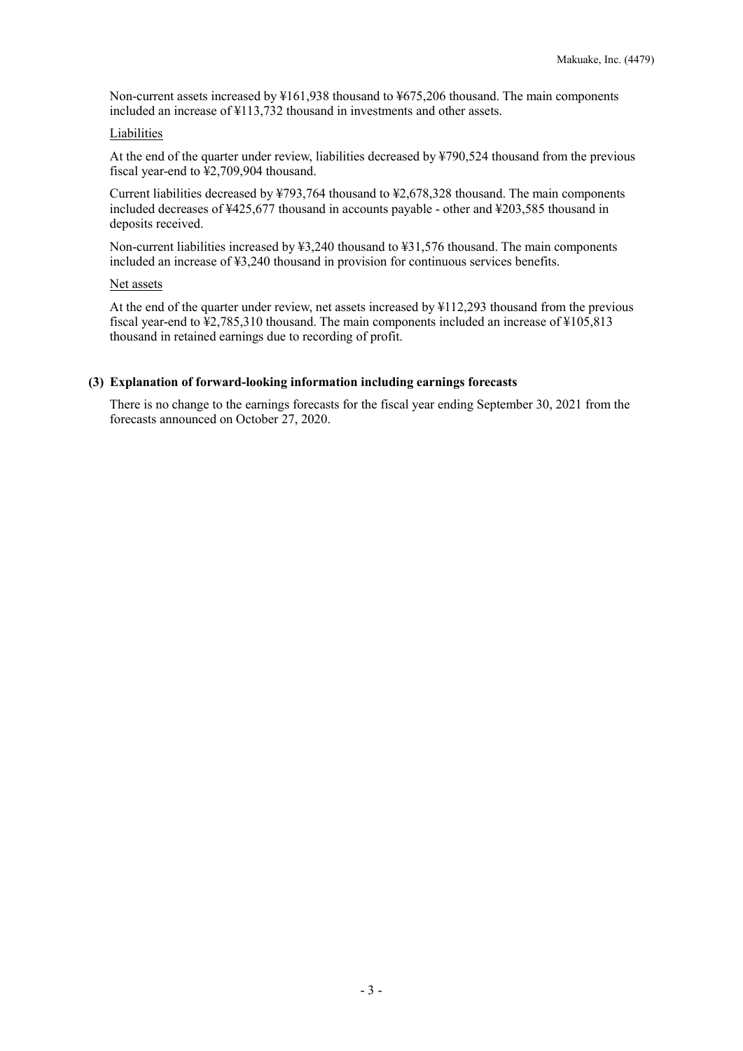Non-current assets increased by ¥161,938 thousand to ¥675,206 thousand. The main components included an increase of ¥113,732 thousand in investments and other assets.

Liabilities

At the end of the quarter under review, liabilities decreased by ¥790,524 thousand from the previous fiscal year-end to ¥2,709,904 thousand.

Current liabilities decreased by ¥793,764 thousand to ¥2,678,328 thousand. The main components included decreases of ¥425,677 thousand in accounts payable - other and ¥203,585 thousand in deposits received.

Non-current liabilities increased by ¥3,240 thousand to ¥31,576 thousand. The main components included an increase of ¥3,240 thousand in provision for continuous services benefits.

Net assets

At the end of the quarter under review, net assets increased by ¥112,293 thousand from the previous fiscal year-end to ¥2,785,310 thousand. The main components included an increase of ¥105,813 thousand in retained earnings due to recording of profit.

### (3) Explanation of forward-looking information including earnings forecasts

There is no change to the earnings forecasts for the fiscal year ending September 30, 2021 from the forecasts announced on October 27, 2020.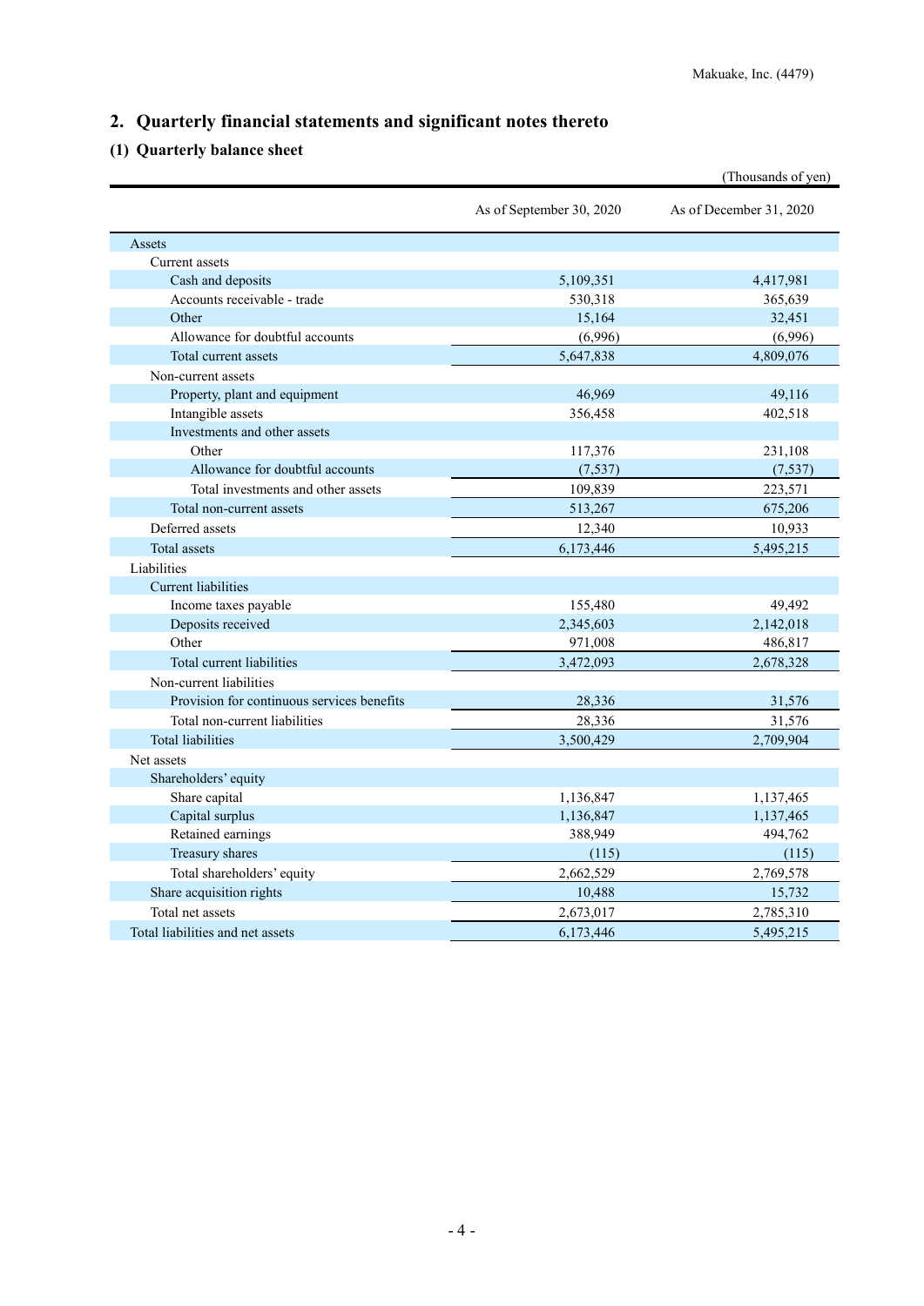## 2. Quarterly financial statements and significant notes thereto

### (1) Quarterly balance sheet

(Thousands of yen)

| | As of September 30, 2020 | As of December 31, 2020 |
|---|---|---|
| Assets | | |
| Current assets | | |
| Cash and deposits | 5,109,351 | 4,417,981 |
| Accounts receivable - trade | 530,318 | 365,639 |
| Other | 15,164 | 32,451 |
| Allowance for doubtful accounts | (6,996) | (6,996) |
| Total current assets | 5,647,838 | 4,809,076 |
| Non-current assets | | |
| Property, plant and equipment | 46,969 | 49,116 |
| Intangible assets | 356,458 | 402,518 |
| Investments and other assets | | |
| Other | 117,376 | 231,108 |
| Allowance for doubtful accounts | (7,537) | (7,537) |
| Total investments and other assets | 109,839 | 223,571 |
| Total non-current assets | 513,267 | 675,206 |
| Deferred assets | 12,340 | 10,933 |
| Total assets | 6,173,446 | 5,495,215 |
| Liabilities | | |
| Current liabilities | | |
| Income taxes payable | 155,480 | 49,492 |
| Deposits received | 2,345,603 | 2,142,018 |
| Other | 971,008 | 486,817 |
| Total current liabilities | 3,472,093 | 2,678,328 |
| Non-current liabilities | | |
| Provision for continuous services benefits | 28,336 | 31,576 |
| Total non-current liabilities | 28,336 | 31,576 |
| Total liabilities | 3,500,429 | 2,709,904 |
| Net assets | | |
| Shareholders' equity | | |
| Share capital | 1,136,847 | 1,137,465 |
| Capital surplus | 1,136,847 | 1,137,465 |
| Retained earnings | 388,949 | 494,762 |
| Treasury shares | (115) | (115) |
| Total shareholders' equity | 2,662,529 | 2,769,578 |
| Share acquisition rights | 10,488 | 15,732 |
| Total net assets | 2,673,017 | 2,785,310 |
| Total liabilities and net assets | 6,173,446 | 5,495,215 |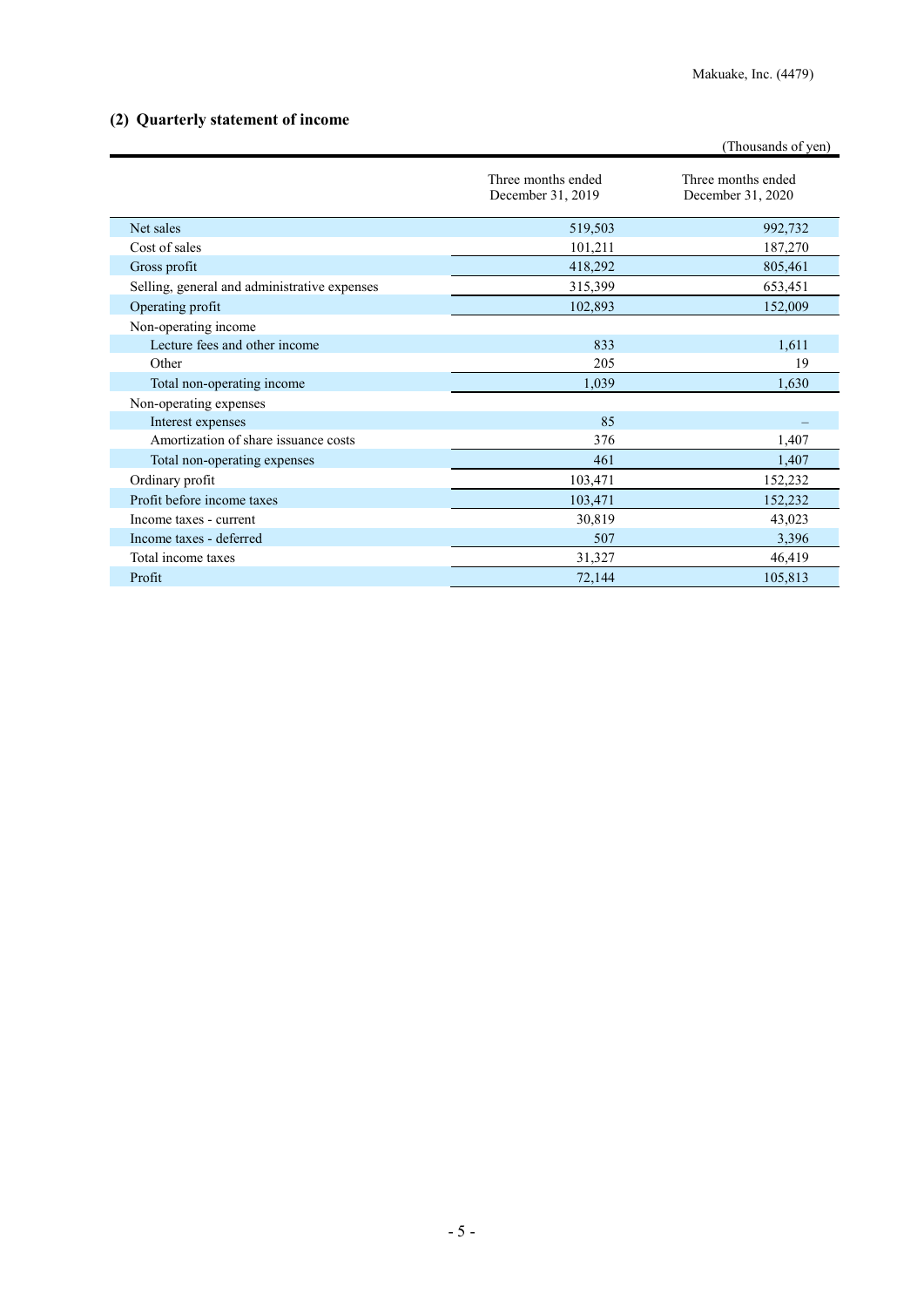## (2) Quarterly statement of income

(Thousands of yen)

| | Three months ended December 31, 2019 | Three months ended December 31, 2020 |
|---|---|---|
| Net sales | 519,503 | 992,732 |
| Cost of sales | 101,211 | 187,270 |
| Gross profit | 418,292 | 805,461 |
| Selling, general and administrative expenses | 315,399 | 653,451 |
| Operating profit | 102,893 | 152,009 |
| Non-operating income | | |
| Lecture fees and other income | 833 | 1,611 |
| Other | 205 | 19 |
| Total non-operating income | 1,039 | 1,630 |
| Non-operating expenses | | |
| Interest expenses | 85 | – |
| Amortization of share issuance costs | 376 | 1,407 |
| Total non-operating expenses | 461 | 1,407 |
| Ordinary profit | 103,471 | 152,232 |
| Profit before income taxes | 103,471 | 152,232 |
| Income taxes - current | 30,819 | 43,023 |
| Income taxes - deferred | 507 | 3,396 |
| Total income taxes | 31,327 | 46,419 |
| Profit | 72,144 | 105,813 |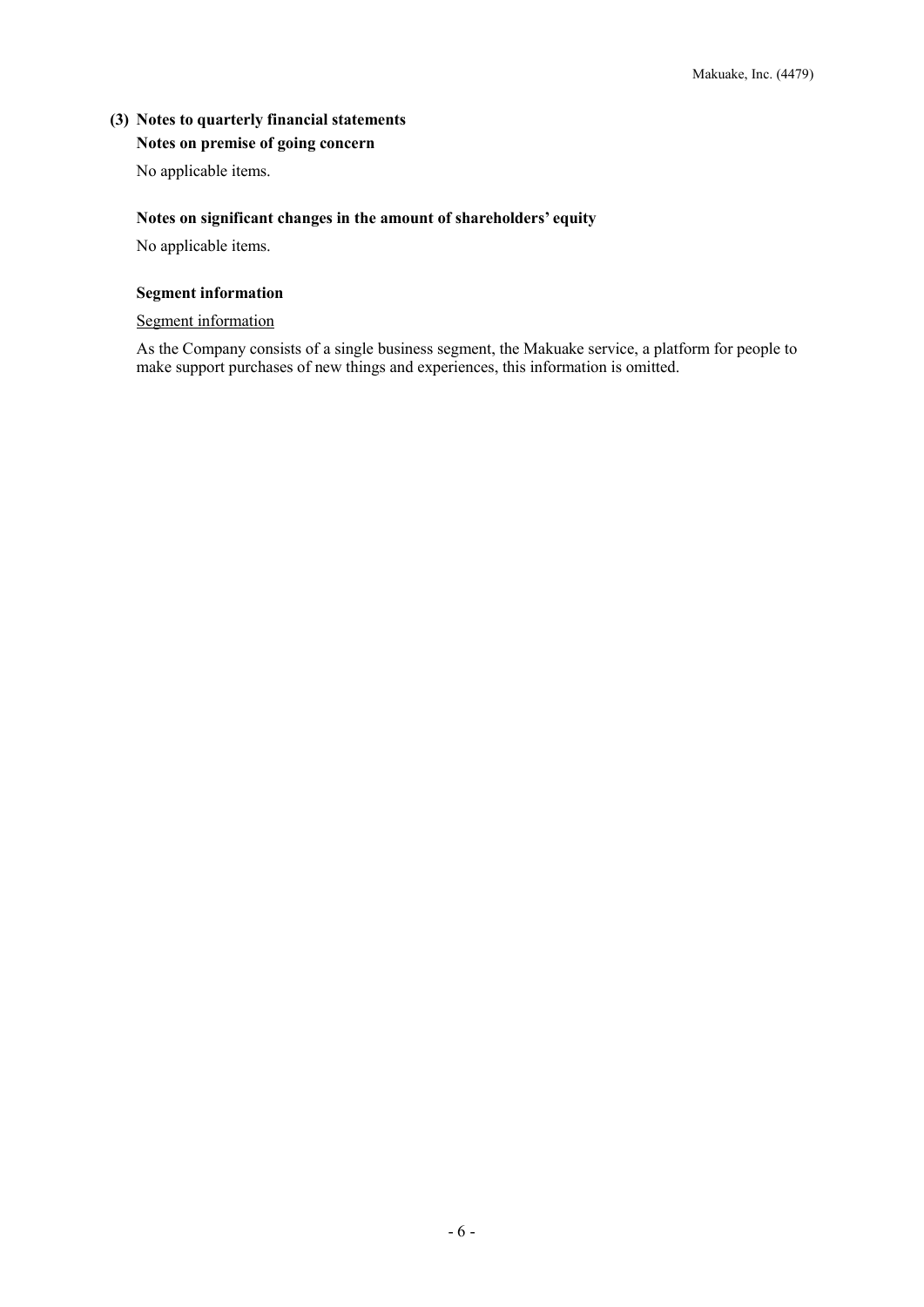## (3) Notes to quarterly financial statements

### Notes on premise of going concern

No applicable items.

### Notes on significant changes in the amount of shareholders' equity

No applicable items.

### Segment information

Segment information

As the Company consists of a single business segment, the Makuake service, a platform for people to make support purchases of new things and experiences, this information is omitted.